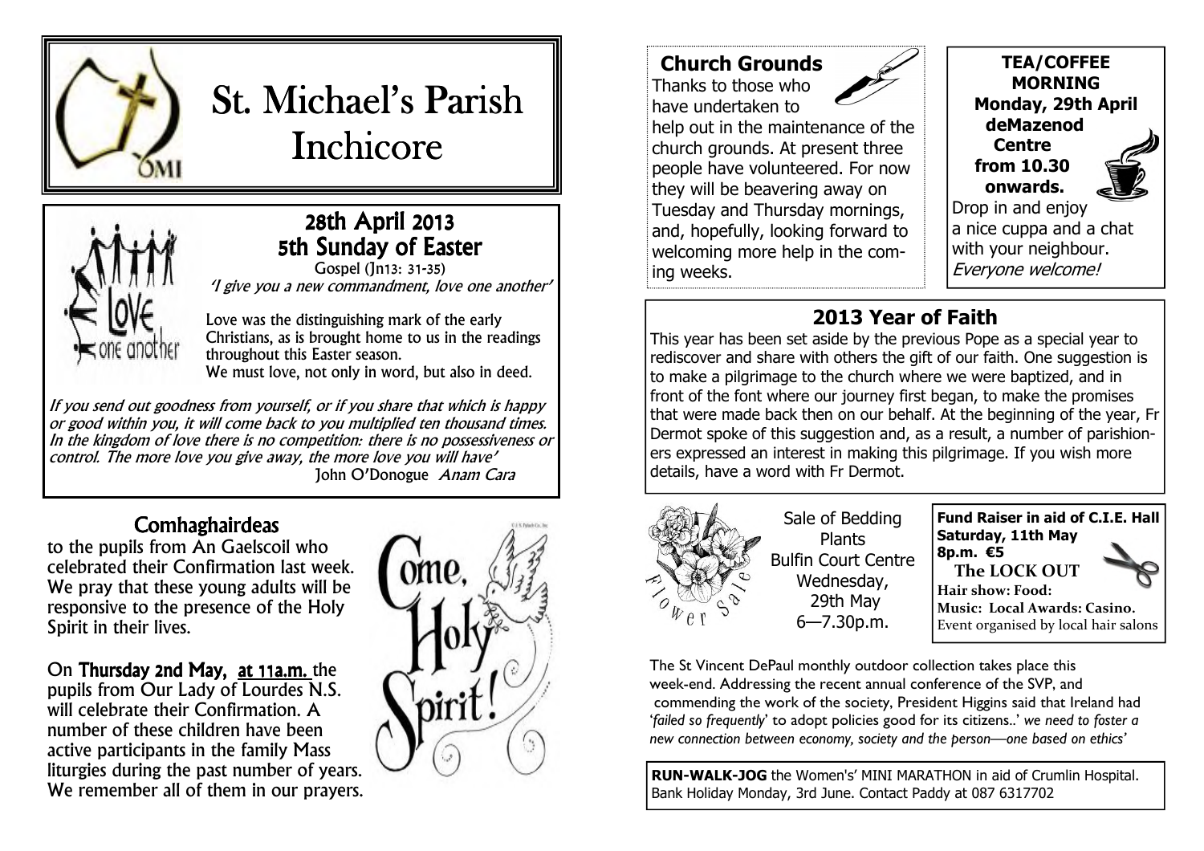# St. Michael's Parish Inchicore

## 28th April 2013
## 5th Sunday of Easter

Gospel (Jn13: 31-35)

*'I give you a new commandment, love one another'*

Love was the distinguishing mark of the early Christians, as is brought home to us in the readings throughout this Easter season.
We must love, not only in word, but also in deed.

*If you send out goodness from yourself, or if you share that which is happy or good within you, it will come back to you multiplied ten thousand times. In the kingdom of love there is no competition: there is no possessiveness or control. The more love you give away, the more love you will have'*
John O'Donogue *Anam Cara*

## Comhaghairdeas

to the pupils from An Gaelscoil who celebrated their Confirmation last week. We pray that these young adults will be responsive to the presence of the Holy Spirit in their lives.

On **Thursday 2nd May, at 11a.m.** the pupils from Our Lady of Lourdes N.S. will celebrate their Confirmation. A number of these children have been active participants in the family Mass liturgies during the past number of years. We remember all of them in our prayers.

## Church Grounds

Thanks to those who have undertaken to help out in the maintenance of the church grounds. At present three people have volunteered. For now they will be beavering away on Tuesday and Thursday mornings, and, hopefully, looking forward to welcoming more help in the coming weeks.

**TEA/COFFEE MORNING**
**Monday, 29th April**
**deMazenod Centre**
**from 10.30 onwards.**

Drop in and enjoy a nice cuppa and a chat with your neighbour.
*Everyone welcome!*

## 2013 Year of Faith

This year has been set aside by the previous Pope as a special year to rediscover and share with others the gift of our faith. One suggestion is to make a pilgrimage to the church where we were baptized, and in front of the font where our journey first began, to make the promises that were made back then on our behalf. At the beginning of the year, Fr Dermot spoke of this suggestion and, as a result, a number of parishioners expressed an interest in making this pilgrimage. If you wish more details, have a word with Fr Dermot.

Flower Sale

Sale of Bedding Plants
Bulfin Court Centre
Wednesday, 29th May
6—7.30p.m.

**Fund Raiser in aid of C.I.E. Hall**
**Saturday, 11th May**
**8p.m. €5**
**The LOCK OUT**
**Hair show: Food: Music: Local Awards: Casino.**
Event organised by local hair salons

The St Vincent DePaul monthly outdoor collection takes place this week-end. Addressing the recent annual conference of the SVP, and commending the work of the society, President Higgins said that Ireland had '*failed so frequently*' to adopt policies good for its citizens..' *we need to foster a new connection between economy, society and the person—one based on ethics'*

**RUN-WALK-JOG** the Women's' MINI MARATHON in aid of Crumlin Hospital. Bank Holiday Monday, 3rd June. Contact Paddy at 087 6317702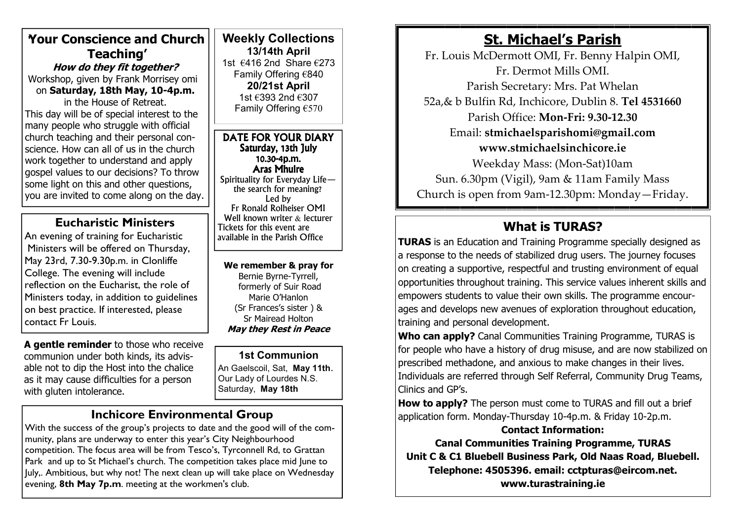## 'Your Conscience and Church Teaching'

***How do they fit together?***

Workshop, given by Frank Morrisey omi on **Saturday, 18th May, 10-4p.m.** in the House of Retreat.

This day will be of special interest to the many people who struggle with official church teaching and their personal conscience. How can all of us in the church work together to understand and apply gospel values to our decisions? To throw some light on this and other questions, you are invited to come along on the day.

## Eucharistic Ministers

An evening of training for Eucharistic Ministers will be offered on Thursday, May 23rd, 7.30-9.30p.m. in Clonliffe College. The evening will include reflection on the Eucharist, the role of Ministers today, in addition to guidelines on best practice. If interested, please contact Fr Louis.

**A gentle reminder** to those who receive communion under both kinds, its advisable not to dip the Host into the chalice as it may cause difficulties for a person with gluten intolerance.

## Weekly Collections

**13/14th April**
1st €416 2nd Share €273
Family Offering €840

**20/21st April**
1st €393 2nd €307
Family Offering €570

## DATE FOR YOUR DIARY

**Saturday, 13th July**
**10.30-4p.m.**
**Aras Mhuire**

Spirituality for Everyday Life— the search for meaning?
Led by
Fr Ronald Rolheiser OMI
Well known writer & lecturer
Tickets for this event are available in the Parish Office

**We remember & pray for**
Bernie Byrne-Tyrrell, formerly of Suir Road
Marie O'Hanlon (Sr Frances's sister ) &
Sr Mairead Holton
***May they Rest in Peace***

## 1st Communion

An Gaelscoil, Sat, **May 11th**.
Our Lady of Lourdes N.S. Saturday, **May 18th**

## Inchicore Environmental Group

With the success of the group's projects to date and the good will of the community, plans are underway to enter this year's City Neighbourhood competition. The focus area will be from Tesco's, Tyrconnell Rd, to Grattan Park and up to St Michael's church. The competition takes place mid June to July,. Ambitious, but why not! The next clean up will take place on Wednesday evening, **8th May 7p.m**. meeting at the workmen's club.

# St. Michael's Parish

Fr. Louis McDermott OMI, Fr. Benny Halpin OMI, Fr. Dermot Mills OMI.
Parish Secretary: Mrs. Pat Whelan
52a,& b Bulfin Rd, Inchicore, Dublin 8. **Tel 4531660**
Parish Office: **Mon-Fri: 9.30-12.30**
Email: **stmichaelsparishomi@gmail.com**
**www.stmichaelsinchicore.ie**
Weekday Mass: (Mon-Sat)10am
Sun. 6.30pm (Vigil), 9am & 11am Family Mass
Church is open from 9am-12.30pm: Monday—Friday.

## What is TURAS?

**TURAS** is an Education and Training Programme specially designed as a response to the needs of stabilized drug users. The journey focuses on creating a supportive, respectful and trusting environment of equal opportunities throughout training. This service values inherent skills and empowers students to value their own skills. The programme encourages and develops new avenues of exploration throughout education, training and personal development.

**Who can apply?** Canal Communities Training Programme, TURAS is for people who have a history of drug misuse, and are now stabilized on prescribed methadone, and anxious to make changes in their lives. Individuals are referred through Self Referral, Community Drug Teams, Clinics and GP's.

**How to apply?** The person must come to TURAS and fill out a brief application form. Monday-Thursday 10-4p.m. & Friday 10-2p.m.

**Contact Information:**
**Canal Communities Training Programme, TURAS**
**Unit C & C1 Bluebell Business Park, Old Naas Road, Bluebell.**
**Telephone: 4505396. email: cctpturas@eircom.net.**
**www.turastraining.ie**